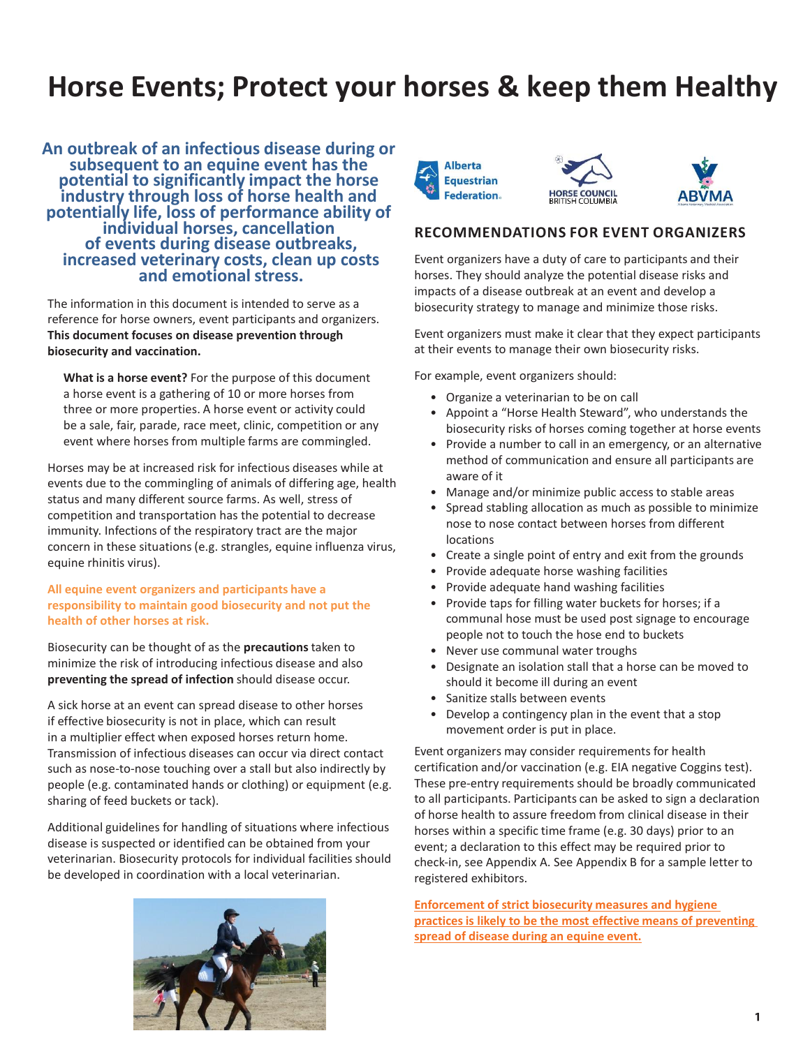# Horse Events; Protect your horses & keep them Healthy

**An outbreak of an infectious disease during or subsequent to an equine event has the potential to significantly impact the horse industry through loss of horse health and potentially life, loss of performance ability of individual horses, cancellation of events during disease outbreaks, increased veterinary costs, clean up costs and emotional stress.**

The information in this document is intended to serve as a reference for horse owners, event participants and organizers. **This document focuses on disease prevention through biosecurity and vaccination.**

**What is a horse event?** For the purpose of this document a horse event is a gathering of 10 or more horses from three or more properties. A horse event or activity could be a sale, fair, parade, race meet, clinic, competition or any event where horses from multiple farms are commingled.

Horses may be at increased risk for infectious diseases while at events due to the commingling of animals of differing age, health status and many different source farms. As well, stress of competition and transportation has the potential to decrease immunity. Infections of the respiratory tract are the major concern in these situations (e.g. strangles, equine influenza virus, equine rhinitis virus).

**All equine event organizers and participants have a responsibility to maintain good biosecurity and not put the health of other horses at risk.**

Biosecurity can be thought of as the **precautions** taken to minimize the risk of introducing infectious disease and also **preventing the spread of infection** should disease occur.

A sick horse at an event can spread disease to other horses if effective biosecurity is not in place, which can result in a multiplier effect when exposed horses return home. Transmission of infectious diseases can occur via direct contact such as nose-to-nose touching over a stall but also indirectly by people (e.g. contaminated hands or clothing) or equipment (e.g. sharing of feed buckets or tack).

Additional guidelines for handling of situations where infectious disease is suspected or identified can be obtained from your veterinarian. Biosecurity protocols for individual facilities should be developed in coordination with a local veterinarian.

Alberta Equestrian Federation

HORSE COUNCIL BRITISH COLUMBIA

ABVMA

## RECOMMENDATIONS FOR EVENT ORGANIZERS

Event organizers have a duty of care to participants and their horses. They should analyze the potential disease risks and impacts of a disease outbreak at an event and develop a biosecurity strategy to manage and minimize those risks.

Event organizers must make it clear that they expect participants at their events to manage their own biosecurity risks.

For example, event organizers should:

- Organize a veterinarian to be on call
- Appoint a "Horse Health Steward", who understands the biosecurity risks of horses coming together at horse events
- Provide a number to call in an emergency, or an alternative method of communication and ensure all participants are aware of it
- Manage and/or minimize public access to stable areas
- Spread stabling allocation as much as possible to minimize nose to nose contact between horses from different locations
- Create a single point of entry and exit from the grounds
- Provide adequate horse washing facilities
- Provide adequate hand washing facilities
- Provide taps for filling water buckets for horses; if a communal hose must be used post signage to encourage people not to touch the hose end to buckets
- Never use communal water troughs
- Designate an isolation stall that a horse can be moved to should it become ill during an event
- Sanitize stalls between events
- Develop a contingency plan in the event that a stop movement order is put in place.

Event organizers may consider requirements for health certification and/or vaccination (e.g. EIA negative Coggins test). These pre-entry requirements should be broadly communicated to all participants. Participants can be asked to sign a declaration of horse health to assure freedom from clinical disease in their horses within a specific time frame (e.g. 30 days) prior to an event; a declaration to this effect may be required prior to check-in, see Appendix A. See Appendix B for a sample letter to registered exhibitors.

**Enforcement of strict biosecurity measures and hygiene practices is likely to be the most effective means of preventing spread of disease during an equine event.**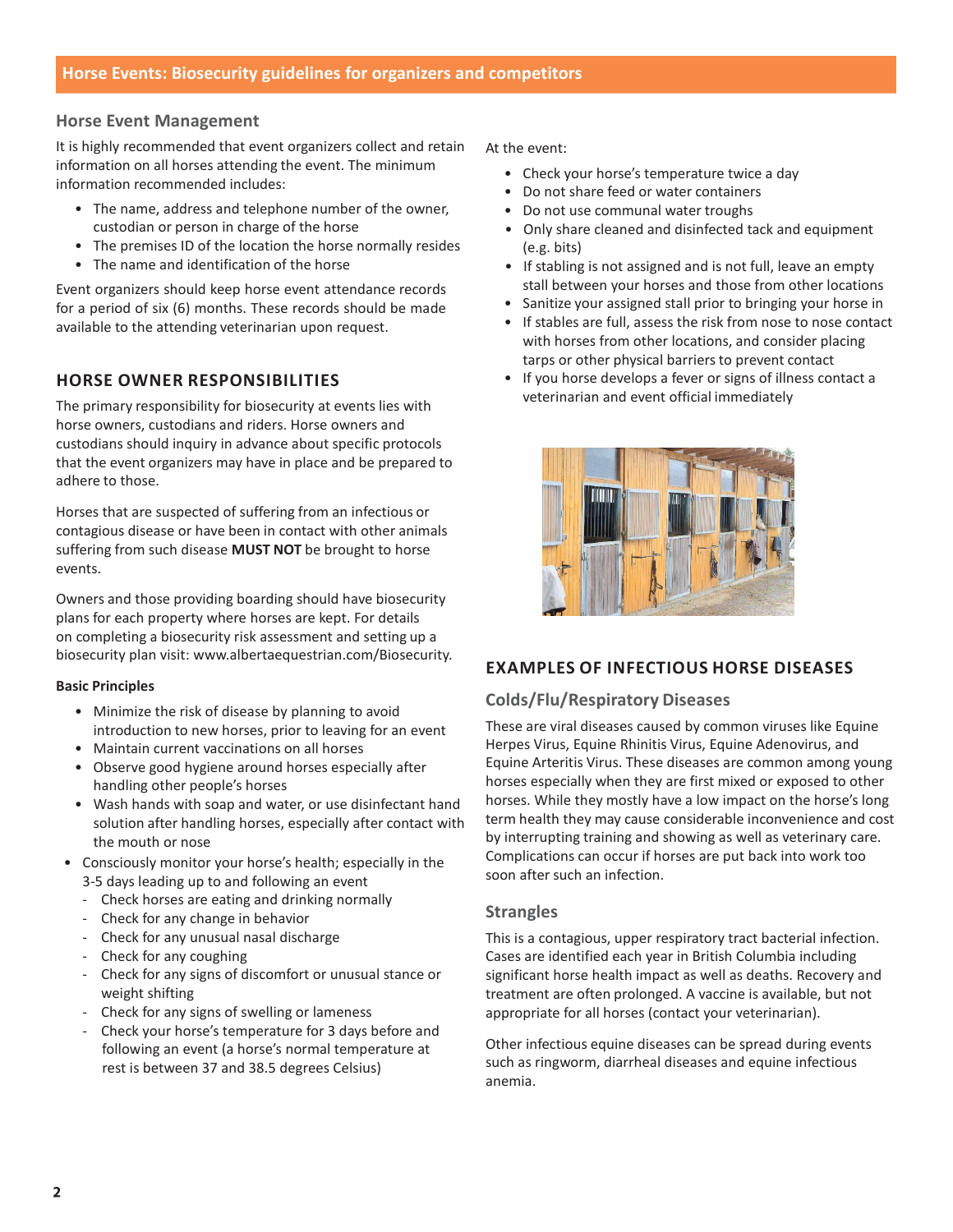Horse Events: Biosecurity guidelines for organizers and competitors

## Horse Event Management

It is highly recommended that event organizers collect and retain information on all horses attending the event. The minimum information recommended includes:

- The name, address and telephone number of the owner, custodian or person in charge of the horse
- The premises ID of the location the horse normally resides
- The name and identification of the horse

Event organizers should keep horse event attendance records for a period of six (6) months. These records should be made available to the attending veterinarian upon request.

## HORSE OWNER RESPONSIBILITIES

The primary responsibility for biosecurity at events lies with horse owners, custodians and riders. Horse owners and custodians should inquiry in advance about specific protocols that the event organizers may have in place and be prepared to adhere to those.

Horses that are suspected of suffering from an infectious or contagious disease or have been in contact with other animals suffering from such disease **MUST NOT** be brought to horse events.

Owners and those providing boarding should have biosecurity plans for each property where horses are kept. For details on completing a biosecurity risk assessment and setting up a biosecurity plan visit: www.albertaequestrian.com/Biosecurity.

**Basic Principles**

- Minimize the risk of disease by planning to avoid introduction to new horses, prior to leaving for an event
- Maintain current vaccinations on all horses
- Observe good hygiene around horses especially after handling other people's horses
- Wash hands with soap and water, or use disinfectant hand solution after handling horses, especially after contact with the mouth or nose
- Consciously monitor your horse's health; especially in the 3-5 days leading up to and following an event
  - Check horses are eating and drinking normally
  - Check for any change in behavior
  - Check for any unusual nasal discharge
  - Check for any coughing
  - Check for any signs of discomfort or unusual stance or weight shifting
  - Check for any signs of swelling or lameness
  - Check your horse's temperature for 3 days before and following an event (a horse's normal temperature at rest is between 37 and 38.5 degrees Celsius)

At the event:

- Check your horse's temperature twice a day
- Do not share feed or water containers
- Do not use communal water troughs
- Only share cleaned and disinfected tack and equipment (e.g. bits)
- If stabling is not assigned and is not full, leave an empty stall between your horses and those from other locations
- Sanitize your assigned stall prior to bringing your horse in
- If stables are full, assess the risk from nose to nose contact with horses from other locations, and consider placing tarps or other physical barriers to prevent contact
- If you horse develops a fever or signs of illness contact a veterinarian and event official immediately

## EXAMPLES OF INFECTIOUS HORSE DISEASES

### Colds/Flu/Respiratory Diseases

These are viral diseases caused by common viruses like Equine Herpes Virus, Equine Rhinitis Virus, Equine Adenovirus, and Equine Arteritis Virus. These diseases are common among young horses especially when they are first mixed or exposed to other horses. While they mostly have a low impact on the horse's long term health they may cause considerable inconvenience and cost by interrupting training and showing as well as veterinary care. Complications can occur if horses are put back into work too soon after such an infection.

### Strangles

This is a contagious, upper respiratory tract bacterial infection. Cases are identified each year in British Columbia including significant horse health impact as well as deaths. Recovery and treatment are often prolonged. A vaccine is available, but not appropriate for all horses (contact your veterinarian).

Other infectious equine diseases can be spread during events such as ringworm, diarrheal diseases and equine infectious anemia.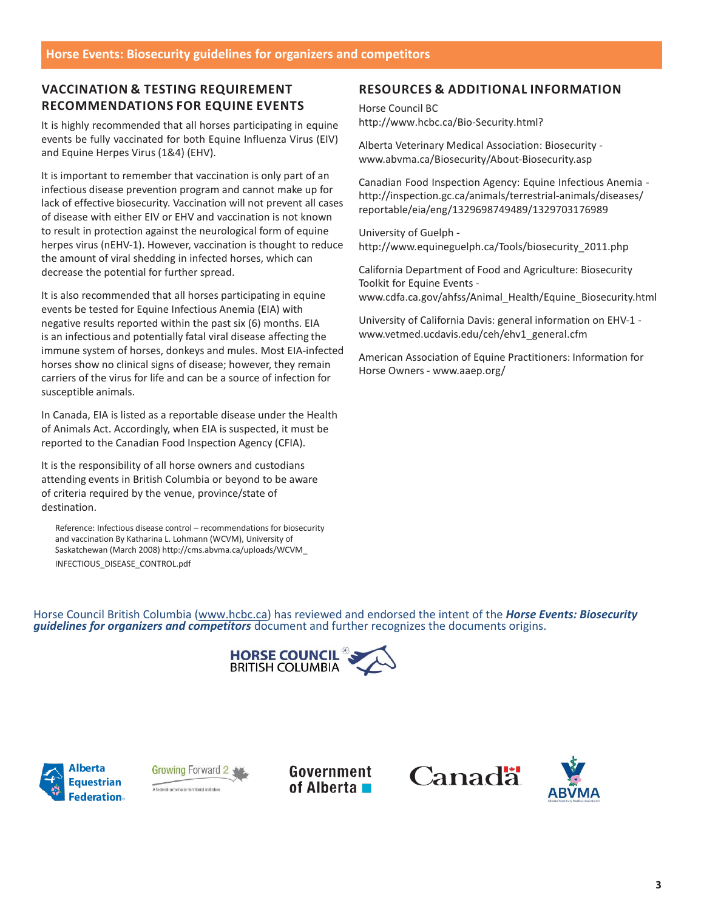## VACCINATION & TESTING REQUIREMENT RECOMMENDATIONS FOR EQUINE EVENTS

It is highly recommended that all horses participating in equine events be fully vaccinated for both Equine Influenza Virus (EIV) and Equine Herpes Virus (1&4) (EHV).

It is important to remember that vaccination is only part of an infectious disease prevention program and cannot make up for lack of effective biosecurity. Vaccination will not prevent all cases of disease with either EIV or EHV and vaccination is not known to result in protection against the neurological form of equine herpes virus (nEHV-1). However, vaccination is thought to reduce the amount of viral shedding in infected horses, which can decrease the potential for further spread.

It is also recommended that all horses participating in equine events be tested for Equine Infectious Anemia (EIA) with negative results reported within the past six (6) months. EIA is an infectious and potentially fatal viral disease affecting the immune system of horses, donkeys and mules. Most EIA-infected horses show no clinical signs of disease; however, they remain carriers of the virus for life and can be a source of infection for susceptible animals.

In Canada, EIA is listed as a reportable disease under the Health of Animals Act. Accordingly, when EIA is suspected, it must be reported to the Canadian Food Inspection Agency (CFIA).

It is the responsibility of all horse owners and custodians attending events in British Columbia or beyond to be aware of criteria required by the venue, province/state of destination.

Reference: Infectious disease control – recommendations for biosecurity and vaccination By Katharina L. Lohmann (WCVM), University of Saskatchewan (March 2008) http://cms.abvma.ca/uploads/WCVM_INFECTIOUS_DISEASE_CONTROL.pdf

## RESOURCES & ADDITIONAL INFORMATION

Horse Council BC
http://www.hcbc.ca/Bio-Security.html?

Alberta Veterinary Medical Association: Biosecurity - www.abvma.ca/Biosecurity/About-Biosecurity.asp

Canadian Food Inspection Agency: Equine Infectious Anemia - http://inspection.gc.ca/animals/terrestrial-animals/diseases/reportable/eia/eng/1329698749489/1329703176989

University of Guelph -
http://www.equineguelph.ca/Tools/biosecurity_2011.php

California Department of Food and Agriculture: Biosecurity Toolkit for Equine Events -
www.cdfa.ca.gov/ahfss/Animal_Health/Equine_Biosecurity.html

University of California Davis: general information on EHV-1 - www.vetmed.ucdavis.edu/ceh/ehv1_general.cfm

American Association of Equine Practitioners: Information for Horse Owners - www.aaep.org/

Horse Council British Columbia (www.hcbc.ca) has reviewed and endorsed the intent of the ***Horse Events: Biosecurity guidelines for organizers and competitors*** document and further recognizes the documents origins.

HORSE COUNCIL BRITISH COLUMBIA

Alberta Equestrian Federation

Growing Forward 2
A federal-provincial-territorial initiative

Government of Alberta

Canada

ABVMA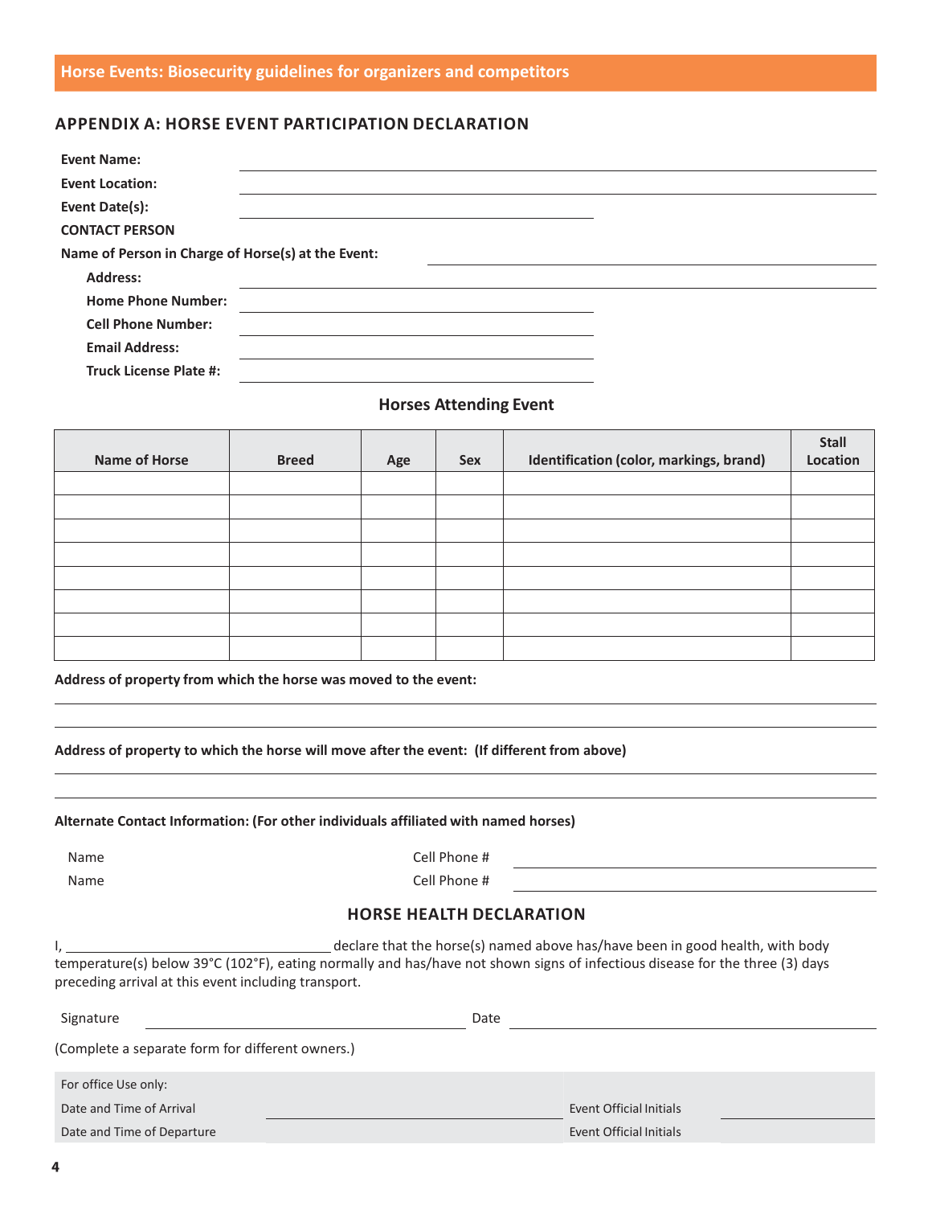## APPENDIX A: HORSE EVENT PARTICIPATION DECLARATION

**Event Name:** ______________________________

**Event Location:** ______________________________

**Event Date(s):** ______________________________

**CONTACT PERSON**

**Name of Person in Charge of Horse(s) at the Event:** ______________________________

**Address:** ______________________________

**Home Phone Number:** ______________________________

**Cell Phone Number:** ______________________________

**Email Address:** ______________________________

**Truck License Plate #:** ______________________________

### Horses Attending Event

| Name of Horse | Breed | Age | Sex | Identification (color, markings, brand) | Stall Location |
|---|---|---|---|---|---|
| | | | | | |
| | | | | | |
| | | | | | |
| | | | | | |
| | | | | | |
| | | | | | |
| | | | | | |
| | | | | | |

**Address of property from which the horse was moved to the event:**

______________________________

______________________________

**Address of property to which the horse will move after the event: (If different from above)**

______________________________

______________________________

**Alternate Contact Information: (For other individuals affiliated with named horses)**

Name Cell Phone # ______________________________

Name Cell Phone # ______________________________

### HORSE HEALTH DECLARATION

I, ______________________________ declare that the horse(s) named above has/have been in good health, with body temperature(s) below 39°C (102°F), eating normally and has/have not shown signs of infectious disease for the three (3) days preceding arrival at this event including transport.

Signature ______________________________ Date ______________________________

(Complete a separate form for different owners.)

For office Use only:

Date and Time of Arrival ______________________________ Event Official Initials ______________

Date and Time of Departure ______________________________ Event Official Initials ______________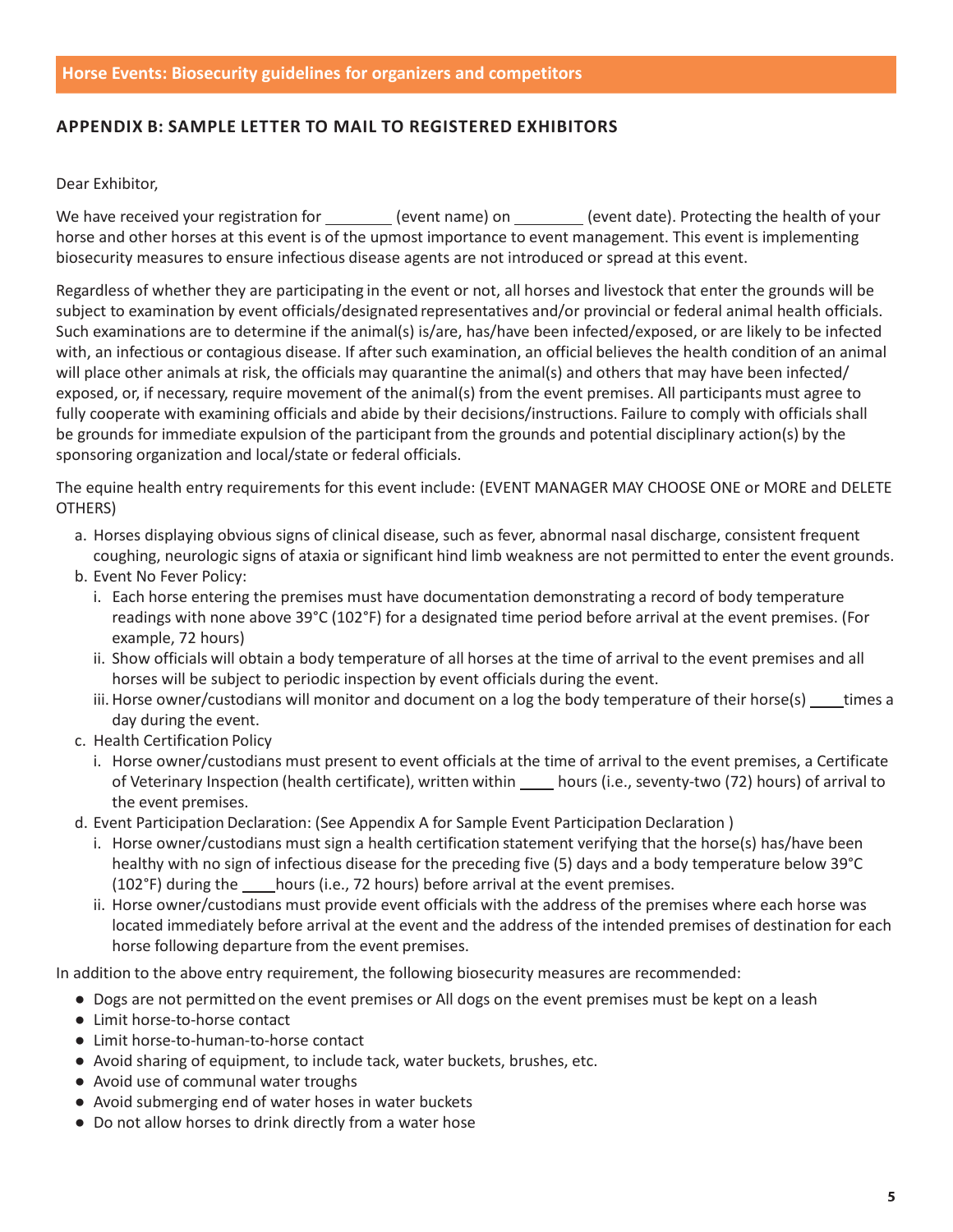## APPENDIX B: SAMPLE LETTER TO MAIL TO REGISTERED EXHIBITORS

Dear Exhibitor,

We have received your registration for ________ (event name) on ________ (event date). Protecting the health of your horse and other horses at this event is of the upmost importance to event management. This event is implementing biosecurity measures to ensure infectious disease agents are not introduced or spread at this event.

Regardless of whether they are participating in the event or not, all horses and livestock that enter the grounds will be subject to examination by event officials/designated representatives and/or provincial or federal animal health officials. Such examinations are to determine if the animal(s) is/are, has/have been infected/exposed, or are likely to be infected with, an infectious or contagious disease. If after such examination, an official believes the health condition of an animal will place other animals at risk, the officials may quarantine the animal(s) and others that may have been infected/exposed, or, if necessary, require movement of the animal(s) from the event premises. All participants must agree to fully cooperate with examining officials and abide by their decisions/instructions. Failure to comply with officials shall be grounds for immediate expulsion of the participant from the grounds and potential disciplinary action(s) by the sponsoring organization and local/state or federal officials.

The equine health entry requirements for this event include: (EVENT MANAGER MAY CHOOSE ONE or MORE and DELETE OTHERS)

a. Horses displaying obvious signs of clinical disease, such as fever, abnormal nasal discharge, consistent frequent coughing, neurologic signs of ataxia or significant hind limb weakness are not permitted to enter the event grounds.
b. Event No Fever Policy:
   i. Each horse entering the premises must have documentation demonstrating a record of body temperature readings with none above 39°C (102°F) for a designated time period before arrival at the event premises. (For example, 72 hours)
   ii. Show officials will obtain a body temperature of all horses at the time of arrival to the event premises and all horses will be subject to periodic inspection by event officials during the event.
   iii. Horse owner/custodians will monitor and document on a log the body temperature of their horse(s) ____ times a day during the event.
c. Health Certification Policy
   i. Horse owner/custodians must present to event officials at the time of arrival to the event premises, a Certificate of Veterinary Inspection (health certificate), written within ____ hours (i.e., seventy-two (72) hours) of arrival to the event premises.
d. Event Participation Declaration: (See Appendix A for Sample Event Participation Declaration )
   i. Horse owner/custodians must sign a health certification statement verifying that the horse(s) has/have been healthy with no sign of infectious disease for the preceding five (5) days and a body temperature below 39°C (102°F) during the ____ hours (i.e., 72 hours) before arrival at the event premises.
   ii. Horse owner/custodians must provide event officials with the address of the premises where each horse was located immediately before arrival at the event and the address of the intended premises of destination for each horse following departure from the event premises.

In addition to the above entry requirement, the following biosecurity measures are recommended:

- Dogs are not permitted on the event premises or All dogs on the event premises must be kept on a leash
- Limit horse-to-horse contact
- Limit horse-to-human-to-horse contact
- Avoid sharing of equipment, to include tack, water buckets, brushes, etc.
- Avoid use of communal water troughs
- Avoid submerging end of water hoses in water buckets
- Do not allow horses to drink directly from a water hose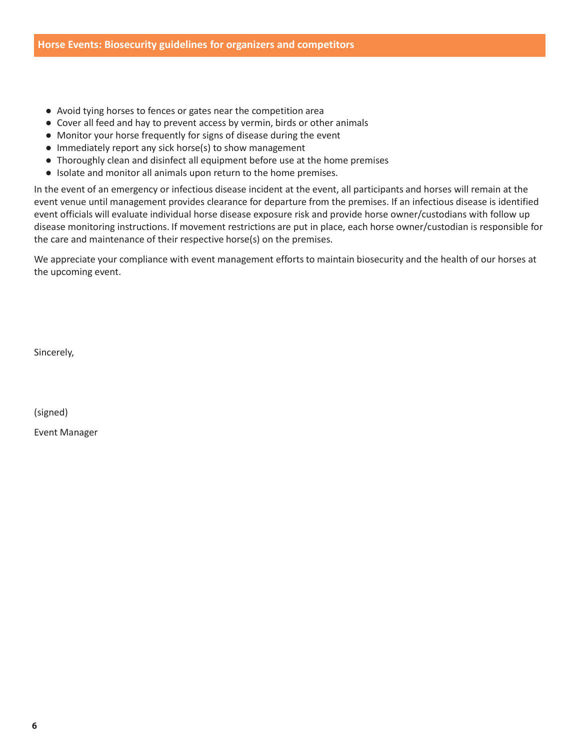- Avoid tying horses to fences or gates near the competition area
- Cover all feed and hay to prevent access by vermin, birds or other animals
- Monitor your horse frequently for signs of disease during the event
- Immediately report any sick horse(s) to show management
- Thoroughly clean and disinfect all equipment before use at the home premises
- Isolate and monitor all animals upon return to the home premises.

In the event of an emergency or infectious disease incident at the event, all participants and horses will remain at the event venue until management provides clearance for departure from the premises. If an infectious disease is identified event officials will evaluate individual horse disease exposure risk and provide horse owner/custodians with follow up disease monitoring instructions. If movement restrictions are put in place, each horse owner/custodian is responsible for the care and maintenance of their respective horse(s) on the premises.

We appreciate your compliance with event management efforts to maintain biosecurity and the health of our horses at the upcoming event.

Sincerely,

(signed)

Event Manager